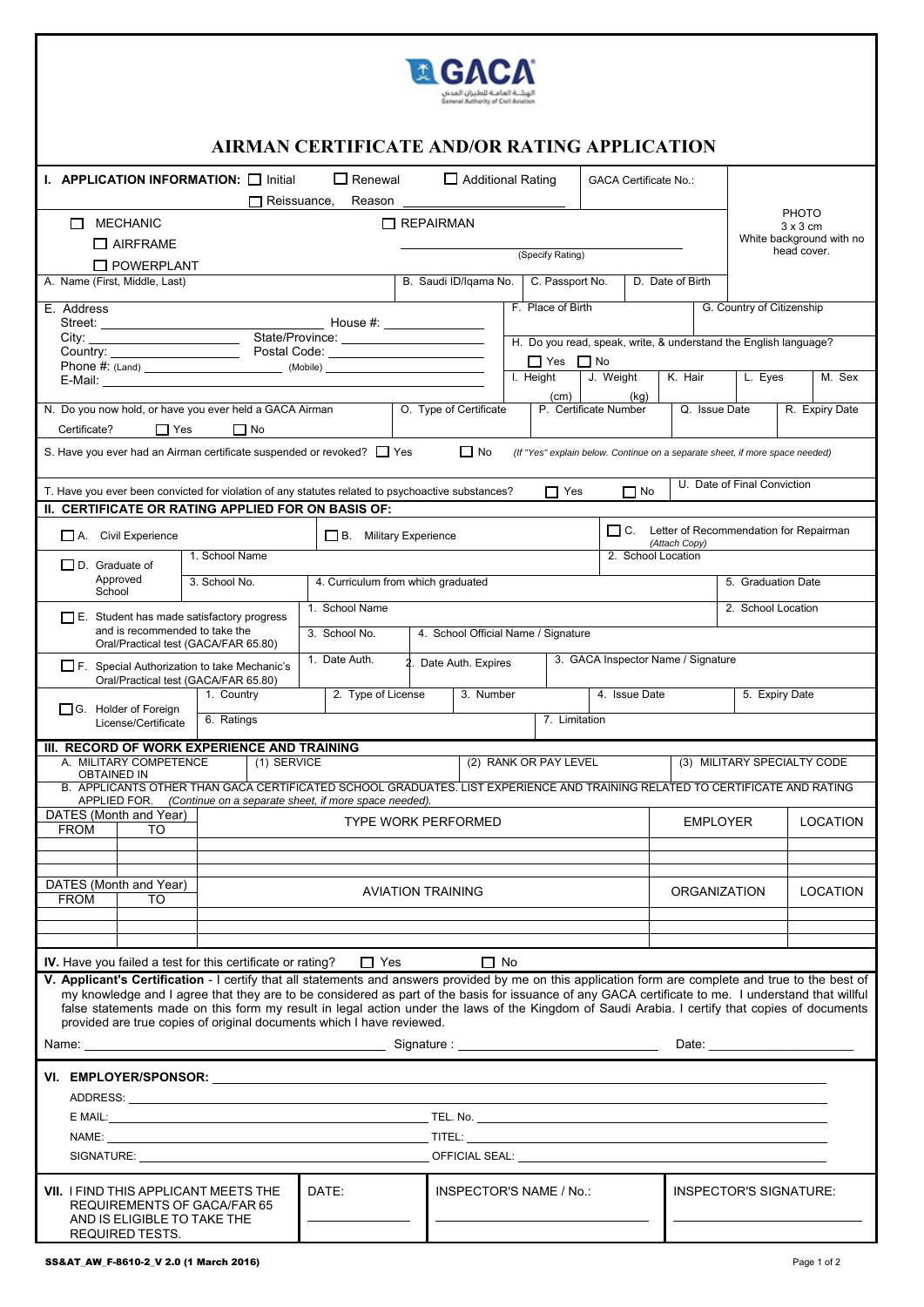GACA

الهيئة العامة للطيران المدني
General Authority of Civil Aviation

# AIRMAN CERTIFICATE AND/OR RATING APPLICATION

## I. APPLICATION INFORMATION:

☐ Initial ☐ Renewal ☐ Additional Rating ☐ Reissuance, Reason ______________

GACA Certificate No.:

☐ MECHANIC
☐ AIRFRAME
☐ POWERPLANT

☐ REPAIRMAN ______________ (Specify Rating)

PHOTO 3 x 3 cm White background with no head cover.

| A. Name (First, Middle, Last) | B. Saudi ID/Iqama No. | C. Passport No. | D. Date of Birth |
|---|---|---|---|
| | | | |

E. Address
Street: ______________ House #: ______________
City: ______________ State/Province: ______________
Country: ______________ Postal Code: ______________
Phone #: (Land) ______________ (Mobile) ______________
E-Mail: ______________

| F. Place of Birth | G. Country of Citizenship |
|---|---|
| | |

H. Do you read, speak, write, & understand the English language? ☐ Yes ☐ No

| I. Height (cm) | J. Weight (kg) | K. Hair | L. Eyes | M. Sex |
|---|---|---|---|---|
| | | | | |

| N. Do you now hold, or have you ever held a GACA Airman Certificate? ☐ Yes ☐ No | O. Type of Certificate | P. Certificate Number | Q. Issue Date | R. Expiry Date |
|---|---|---|---|---|
| | | | | |

S. Have you ever had an Airman certificate suspended or revoked? ☐ Yes ☐ No *(If "Yes" explain below. Continue on a separate sheet, if more space needed)*

T. Have you ever been convicted for violation of any statutes related to psychoactive substances? ☐ Yes ☐ No | U. Date of Final Conviction

## II. CERTIFICATE OR RATING APPLIED FOR ON BASIS OF:

☐ A. Civil Experience ☐ B. Military Experience ☐ C. Letter of Recommendation for Repairman *(Attach Copy)*

| ☐ D. Graduate of Approved School | 1. School Name | | 2. School Location |
|---|---|---|---|
| | 3. School No. | 4. Curriculum from which graduated | 5. Graduation Date |
| ☐ E. Student has made satisfactory progress and is recommended to take the Oral/Practical test (GACA/FAR 65.80) | 1. School Name | | 2. School Location |
| | 3. School No. | 4. School Official Name / Signature | |
| ☐ F. Special Authorization to take Mechanic's Oral/Practical test (GACA/FAR 65.80) | 1. Date Auth. | 2. Date Auth. Expires | 3. GACA Inspector Name / Signature |

| ☐ G. Holder of Foreign License/Certificate | 1. Country | 2. Type of License | 3. Number | 4. Issue Date | 5. Expiry Date |
|---|---|---|---|---|---|
| | 6. Ratings | | | 7. Limitation | |

## III. RECORD OF WORK EXPERIENCE AND TRAINING

| A. MILITARY COMPETENCE OBTAINED IN | (1) SERVICE | (2) RANK OR PAY LEVEL | (3) MILITARY SPECIALTY CODE |
|---|---|---|---|
| | | | |

B. APPLICANTS OTHER THAN GACA CERTIFICATED SCHOOL GRADUATES. LIST EXPERIENCE AND TRAINING RELATED TO CERTIFICATE AND RATING APPLIED FOR. *(Continue on a separate sheet, if more space needed).*

| DATES (Month and Year) FROM | TO | TYPE WORK PERFORMED | EMPLOYER | LOCATION |
|---|---|---|---|---|
| | | | | |
| | | | | |
| | | | | |

| DATES (Month and Year) FROM | TO | AVIATION TRAINING | ORGANIZATION | LOCATION |
|---|---|---|---|---|
| | | | | |
| | | | | |
| | | | | |

**IV.** Have you failed a test for this certificate or rating? ☐ Yes ☐ No

**V. Applicant's Certification** - I certify that all statements and answers provided by me on this application form are complete and true to the best of my knowledge and I agree that they are to be considered as part of the basis for issuance of any GACA certificate to me. I understand that willful false statements made on this form my result in legal action under the laws of the Kingdom of Saudi Arabia. I certify that copies of documents provided are true copies of original documents which I have reviewed.

Name: ______________ Signature : ______________ Date: ______________

## VI. EMPLOYER/SPONSOR: ______________

ADDRESS: ______________
E MAIL: ______________ TEL. No. ______________
NAME: ______________ TITEL: ______________
SIGNATURE: ______________ OFFICIAL SEAL: ______________

| **VII.** I FIND THIS APPLICANT MEETS THE REQUIREMENTS OF GACA/FAR 65 AND IS ELIGIBLE TO TAKE THE REQUIRED TESTS. | DATE: | INSPECTOR'S NAME / No.: | INSPECTOR'S SIGNATURE: |
|---|---|---|---|
| | | | |

SS&AT_AW_F-8610-2_V 2.0 (1 March 2016)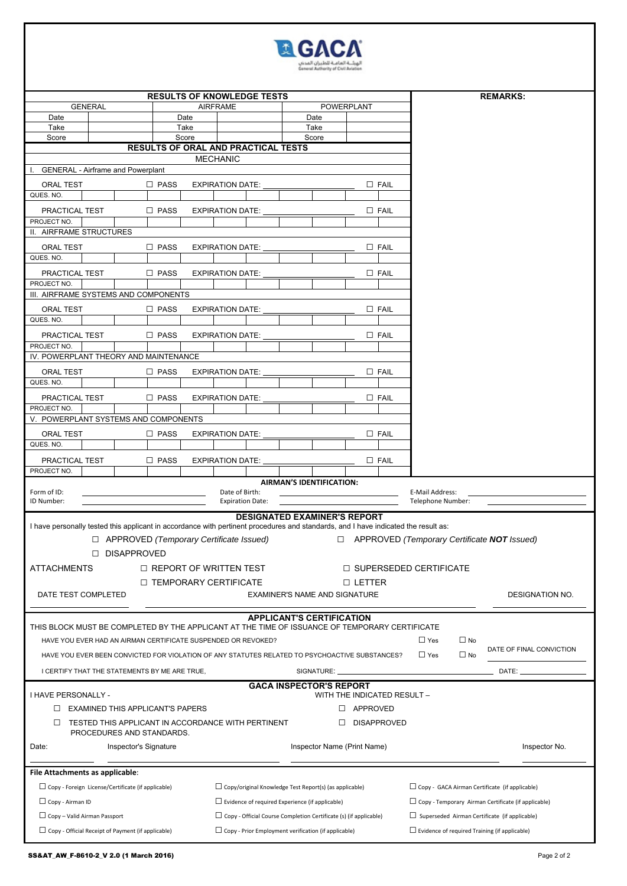GACA
الهيئة العامة للطيران المدني
General Authority of Civil Aviation

## RESULTS OF KNOWLEDGE TESTS

| GENERAL | | AIRFRAME | | POWERPLANT | |
|---|---|---|---|---|---|
| Date | | Date | | Date | |
| Take | | Take | | Take | |
| Score | | Score | | Score | |

**REMARKS:**

## RESULTS OF ORAL AND PRACTICAL TESTS

### MECHANIC

I. GENERAL - Airframe and Powerplant

| ORAL TEST | ☐ PASS | EXPIRATION DATE: | ☐ FAIL |
|---|---|---|---|
| QUES. NO. | | | |
| PRACTICAL TEST | ☐ PASS | EXPIRATION DATE: | ☐ FAIL |
| PROJECT NO. | | | |

II. AIRFRAME STRUCTURES

| ORAL TEST | ☐ PASS | EXPIRATION DATE: | ☐ FAIL |
|---|---|---|---|
| QUES. NO. | | | |
| PRACTICAL TEST | ☐ PASS | EXPIRATION DATE: | ☐ FAIL |
| PROJECT NO. | | | |

III. AIRFRAME SYSTEMS AND COMPONENTS

| ORAL TEST | ☐ PASS | EXPIRATION DATE: | ☐ FAIL |
|---|---|---|---|
| QUES. NO. | | | |
| PRACTICAL TEST | ☐ PASS | EXPIRATION DATE: | ☐ FAIL |
| PROJECT NO. | | | |

IV. POWERPLANT THEORY AND MAINTENANCE

| ORAL TEST | ☐ PASS | EXPIRATION DATE: | ☐ FAIL |
|---|---|---|---|
| QUES. NO. | | | |
| PRACTICAL TEST | ☐ PASS | EXPIRATION DATE: | ☐ FAIL |
| PROJECT NO. | | | |

V. POWERPLANT SYSTEMS AND COMPONENTS

| ORAL TEST | ☐ PASS | EXPIRATION DATE: | ☐ FAIL |
|---|---|---|---|
| QUES. NO. | | | |
| PRACTICAL TEST | ☐ PASS | EXPIRATION DATE: | ☐ FAIL |
| PROJECT NO. | | | |

## AIRMAN'S IDENTIFICATION:

Form of ID: ____________ Date of Birth: ____________ E-Mail Address: ____________

ID Number: ____________ Expiration Date: ____________ Telephone Number: ____________

## DESIGNATED EXAMINER'S REPORT

I have personally tested this applicant in accordance with pertinent procedures and standards, and I have indicated the result as:

☐ APPROVED *(Temporary Certificate Issued)* ☐ APPROVED *(Temporary Certificate **NOT** Issued)*

☐ DISAPPROVED

ATTACHMENTS ☐ REPORT OF WRITTEN TEST ☐ SUPERSEDED CERTIFICATE

☐ TEMPORARY CERTIFICATE ☐ LETTER

DATE TEST COMPLETED ____________ EXAMINER'S NAME AND SIGNATURE ____________ DESIGNATION NO. ____________

## APPLICANT'S CERTIFICATION

THIS BLOCK MUST BE COMPLETED BY THE APPLICANT AT THE TIME OF ISSUANCE OF TEMPORARY CERTIFICATE

HAVE YOU EVER HAD AN AIRMAN CERTIFICATE SUSPENDED OR REVOKED? ☐ Yes ☐ No

HAVE YOU EVER BEEN CONVICTED FOR VIOLATION OF ANY STATUTES RELATED TO PSYCHOACTIVE SUBSTANCES? ☐ Yes ☐ No DATE OF FINAL CONVICTION ____________

I CERTIFY THAT THE STATEMENTS BY ME ARE TRUE, SIGNATURE: ____________ DATE: ____________

## GACA INSPECTOR'S REPORT

I HAVE PERSONALLY - WITH THE INDICATED RESULT –

☐ EXAMINED THIS APPLICANT'S PAPERS ☐ APPROVED

☐ TESTED THIS APPLICANT IN ACCORDANCE WITH PERTINENT PROCEDURES AND STANDARDS. ☐ DISAPPROVED

Date: ____________ Inspector's Signature ____________ Inspector Name (Print Name) ____________ Inspector No. ____________

**File Attachments as applicable**:

| | | |
|---|---|---|
| ☐ Copy - Foreign License/Certificate (if applicable) | ☐ Copy/original Knowledge Test Report(s) (as applicable) | ☐ Copy - GACA Airman Certificate (if applicable) |
| ☐ Copy - Airman ID | ☐ Evidence of required Experience (if applicable) | ☐ Copy - Temporary Airman Certificate (if applicable) |
| ☐ Copy – Valid Airman Passport | ☐ Copy - Official Course Completion Certificate (s) (if applicable) | ☐ Superseded Airman Certificate (if applicable) |
| ☐ Copy - Official Receipt of Payment (if applicable) | ☐ Copy - Prior Employment verification (if applicable) | ☐ Evidence of required Training (if applicable) |

SS&AT_AW_F-8610-2_V 2.0 (1 March 2016)